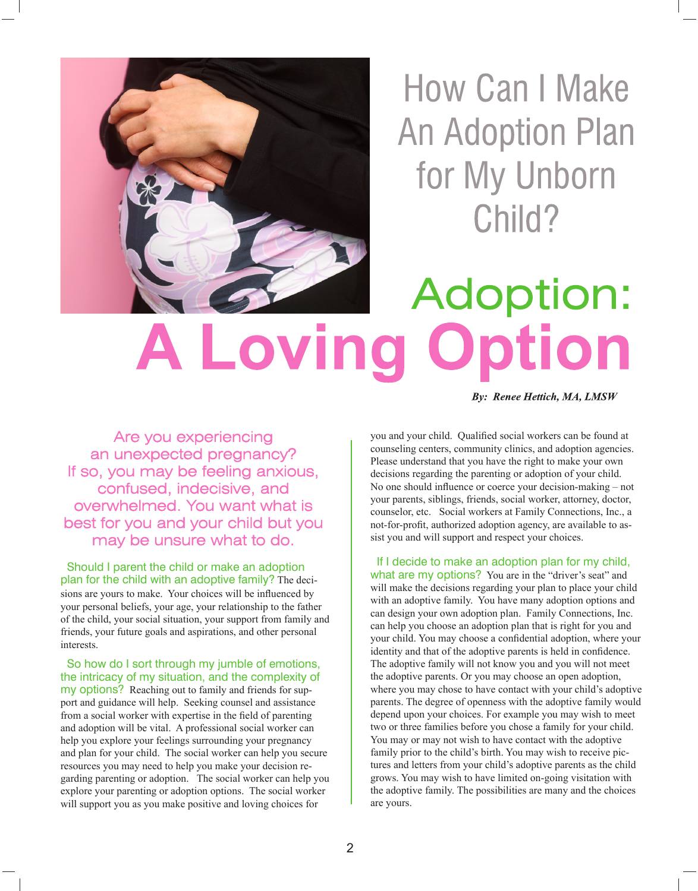# How Can I Make An Adoption Plan for My Unborn Child?

# Adoption: A Loving Option

***By: Renee Hettich, MA, LMSW***

## Are you experiencing an unexpected pregnancy? If so, you may be feeling anxious, confused, indecisive, and overwhelmed. You want what is best for you and your child but you may be unsure what to do.

**Should I parent the child or make an adoption plan for the child with an adoptive family?** The decisions are yours to make. Your choices will be influenced by your personal beliefs, your age, your relationship to the father of the child, your social situation, your support from family and friends, your future goals and aspirations, and other personal interests.

**So how do I sort through my jumble of emotions, the intricacy of my situation, and the complexity of my options?** Reaching out to family and friends for support and guidance will help. Seeking counsel and assistance from a social worker with expertise in the field of parenting and adoption will be vital. A professional social worker can help you explore your feelings surrounding your pregnancy and plan for your child. The social worker can help you secure resources you may need to help you make your decision regarding parenting or adoption. The social worker can help you explore your parenting or adoption options. The social worker will support you as you make positive and loving choices for you and your child. Qualified social workers can be found at counseling centers, community clinics, and adoption agencies. Please understand that you have the right to make your own decisions regarding the parenting or adoption of your child. No one should influence or coerce your decision-making – not your parents, siblings, friends, social worker, attorney, doctor, counselor, etc. Social workers at Family Connections, Inc., a not-for-profit, authorized adoption agency, are available to assist you and will support and respect your choices.

**If I decide to make an adoption plan for my child, what are my options?** You are in the "driver's seat" and will make the decisions regarding your plan to place your child with an adoptive family. You have many adoption options and can design your own adoption plan. Family Connections, Inc. can help you choose an adoption plan that is right for you and your child. You may choose a confidential adoption, where your identity and that of the adoptive parents is held in confidence. The adoptive family will not know you and you will not meet the adoptive parents. Or you may choose an open adoption, where you may chose to have contact with your child's adoptive parents. The degree of openness with the adoptive family would depend upon your choices. For example you may wish to meet two or three families before you chose a family for your child. You may or may not wish to have contact with the adoptive family prior to the child's birth. You may wish to receive pictures and letters from your child's adoptive parents as the child grows. You may wish to have limited on-going visitation with the adoptive family. The possibilities are many and the choices are yours.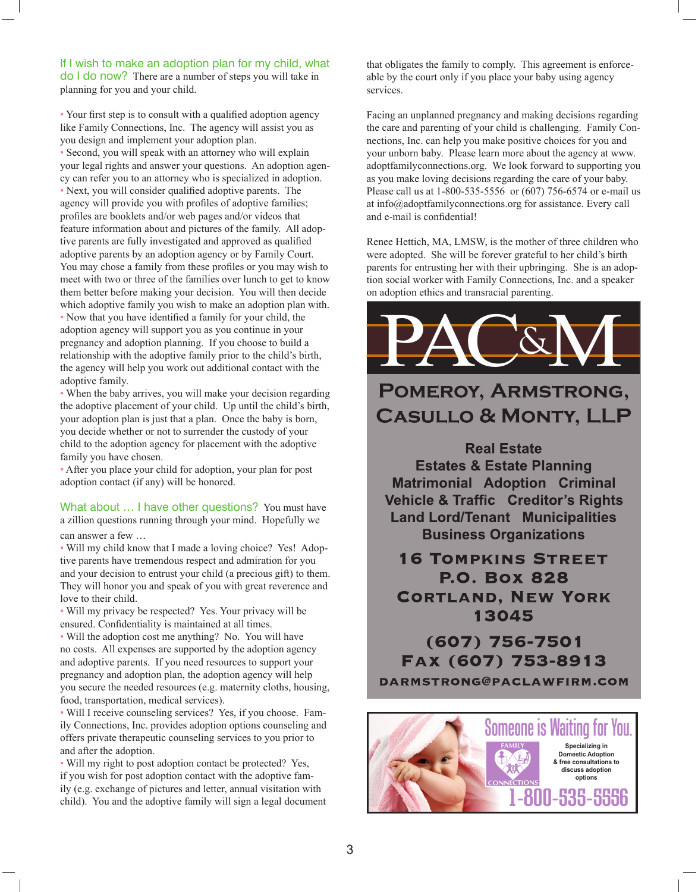**If I wish to make an adoption plan for my child, what do I do now?** There are a number of steps you will take in planning for you and your child.

- Your first step is to consult with a qualified adoption agency like Family Connections, Inc. The agency will assist you as you design and implement your adoption plan.
- Second, you will speak with an attorney who will explain your legal rights and answer your questions. An adoption agency can refer you to an attorney who is specialized in adoption.
- Next, you will consider qualified adoptive parents. The agency will provide you with profiles of adoptive families; profiles are booklets and/or web pages and/or videos that feature information about and pictures of the family. All adoptive parents are fully investigated and approved as qualified adoptive parents by an adoption agency or by Family Court. You may chose a family from these profiles or you may wish to meet with two or three of the families over lunch to get to know them better before making your decision. You will then decide which adoptive family you wish to make an adoption plan with.
- Now that you have identified a family for your child, the adoption agency will support you as you continue in your pregnancy and adoption planning. If you choose to build a relationship with the adoptive family prior to the child's birth, the agency will help you work out additional contact with the adoptive family.
- When the baby arrives, you will make your decision regarding the adoptive placement of your child. Up until the child's birth, your adoption plan is just that a plan. Once the baby is born, you decide whether or not to surrender the custody of your child to the adoption agency for placement with the adoptive family you have chosen.
- After you place your child for adoption, your plan for post adoption contact (if any) will be honored.

**What about … I have other questions?** You must have a zillion questions running through your mind. Hopefully we can answer a few …

- Will my child know that I made a loving choice? Yes! Adoptive parents have tremendous respect and admiration for you and your decision to entrust your child (a precious gift) to them. They will honor you and speak of you with great reverence and love to their child.
- Will my privacy be respected? Yes. Your privacy will be ensured. Confidentiality is maintained at all times.
- Will the adoption cost me anything? No. You will have no costs. All expenses are supported by the adoption agency and adoptive parents. If you need resources to support your pregnancy and adoption plan, the adoption agency will help you secure the needed resources (e.g. maternity cloths, housing, food, transportation, medical services).
- Will I receive counseling services? Yes, if you choose. Family Connections, Inc. provides adoption options counseling and offers private therapeutic counseling services to you prior to and after the adoption.
- Will my right to post adoption contact be protected? Yes, if you wish for post adoption contact with the adoptive family (e.g. exchange of pictures and letter, annual visitation with child). You and the adoptive family will sign a legal document that obligates the family to comply. This agreement is enforceable by the court only if you place your baby using agency services.

Facing an unplanned pregnancy and making decisions regarding the care and parenting of your child is challenging. Family Connections, Inc. can help you make positive choices for you and your unborn baby. Please learn more about the agency at www.adoptfamilyconnections.org. We look forward to supporting you as you make loving decisions regarding the care of your baby. Please call us at 1-800-535-5556 or (607) 756-6574 or e-mail us at info@adoptfamilyconnections.org for assistance. Every call and e-mail is confidential!

Renee Hettich, MA, LMSW, is the mother of three children who were adopted. She will be forever grateful to her child's birth parents for entrusting her with their upbringing. She is an adoption social worker with Family Connections, Inc. and a speaker on adoption ethics and transracial parenting.

PAC&M

POMEROY, ARMSTRONG, CASULLO & MONTY, LLP

Real Estate
Estates & Estate Planning
Matrimonial Adoption Criminal
Vehicle & Traffic Creditor's Rights
Land Lord/Tenant Municipalities
Business Organizations

16 TOMPKINS STREET
P.O. BOX 828
CORTLAND, NEW YORK
13045

(607) 756-7501
FAX (607) 753-8913
DARMSTRONG@PACLAWFIRM.COM

Someone is Waiting for You.

FAMILY CONNECTIONS

Specializing in Domestic Adoption & free consultations to discuss adoption options

1-800-535-5556